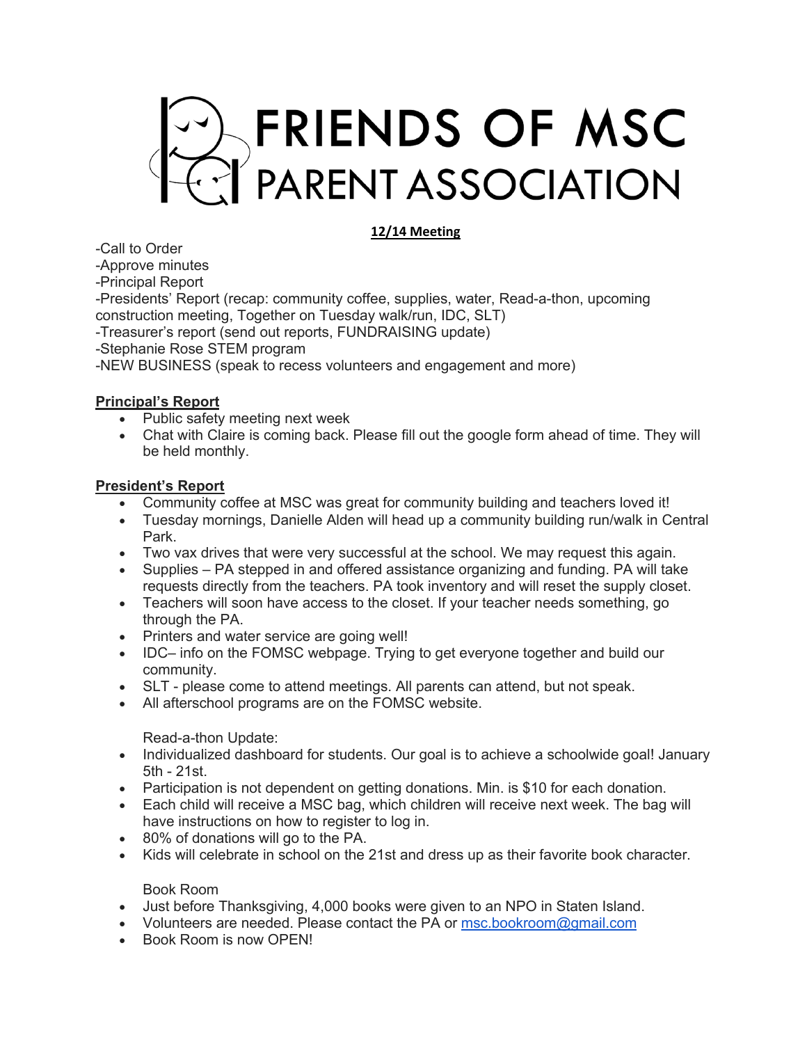# FRIENDS OF MSC PARENT ASSOCIATION

**12/14 Meeting**

-Call to Order
-Approve minutes
-Principal Report
-Presidents' Report (recap: community coffee, supplies, water, Read-a-thon, upcoming construction meeting, Together on Tuesday walk/run, IDC, SLT)
-Treasurer's report (send out reports, FUNDRAISING update)
-Stephanie Rose STEM program
-NEW BUSINESS (speak to recess volunteers and engagement and more)

## Principal's Report

- Public safety meeting next week
- Chat with Claire is coming back. Please fill out the google form ahead of time. They will be held monthly.

## President's Report

- Community coffee at MSC was great for community building and teachers loved it!
- Tuesday mornings, Danielle Alden will head up a community building run/walk in Central Park.
- Two vax drives that were very successful at the school. We may request this again.
- Supplies – PA stepped in and offered assistance organizing and funding. PA will take requests directly from the teachers. PA took inventory and will reset the supply closet.
- Teachers will soon have access to the closet. If your teacher needs something, go through the PA.
- Printers and water service are going well!
- IDC– info on the FOMSC webpage. Trying to get everyone together and build our community.
- SLT - please come to attend meetings. All parents can attend, but not speak.
- All afterschool programs are on the FOMSC website.

Read-a-thon Update:

- Individualized dashboard for students. Our goal is to achieve a schoolwide goal! January 5th - 21st.
- Participation is not dependent on getting donations. Min. is $10 for each donation.
- Each child will receive a MSC bag, which children will receive next week. The bag will have instructions on how to register to log in.
- 80% of donations will go to the PA.
- Kids will celebrate in school on the 21st and dress up as their favorite book character.

Book Room

- Just before Thanksgiving, 4,000 books were given to an NPO in Staten Island.
- Volunteers are needed. Please contact the PA or msc.bookroom@gmail.com
- Book Room is now OPEN!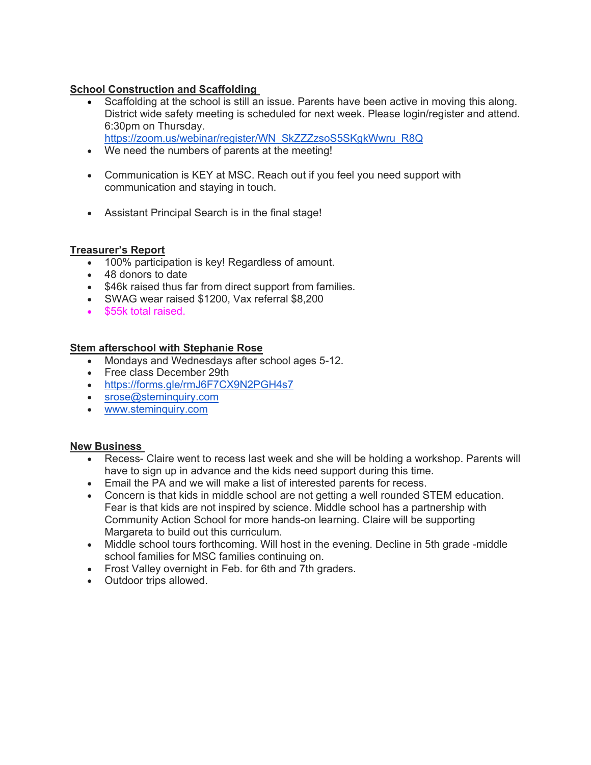**School Construction and Scaffolding**

- Scaffolding at the school is still an issue. Parents have been active in moving this along. District wide safety meeting is scheduled for next week. Please login/register and attend. 6:30pm on Thursday. https://zoom.us/webinar/register/WN_SkZZZzsoS5SKgkWwru_R8Q
- We need the numbers of parents at the meeting!

- Communication is KEY at MSC. Reach out if you feel you need support with communication and staying in touch.

- Assistant Principal Search is in the final stage!

**Treasurer's Report**

- 100% participation is key! Regardless of amount.
- 48 donors to date
- $46k raised thus far from direct support from families.
- SWAG wear raised $1200, Vax referral $8,200
- $55k total raised.

**Stem afterschool with Stephanie Rose**

- Mondays and Wednesdays after school ages 5-12.
- Free class December 29th
- https://forms.gle/rmJ6F7CX9N2PGH4s7
- srose@steminquiry.com
- www.steminquiry.com

**New Business**

- Recess- Claire went to recess last week and she will be holding a workshop. Parents will have to sign up in advance and the kids need support during this time.
- Email the PA and we will make a list of interested parents for recess.
- Concern is that kids in middle school are not getting a well rounded STEM education. Fear is that kids are not inspired by science. Middle school has a partnership with Community Action School for more hands-on learning. Claire will be supporting Margareta to build out this curriculum.
- Middle school tours forthcoming. Will host in the evening. Decline in 5th grade -middle school families for MSC families continuing on.
- Frost Valley overnight in Feb. for 6th and 7th graders.
- Outdoor trips allowed.